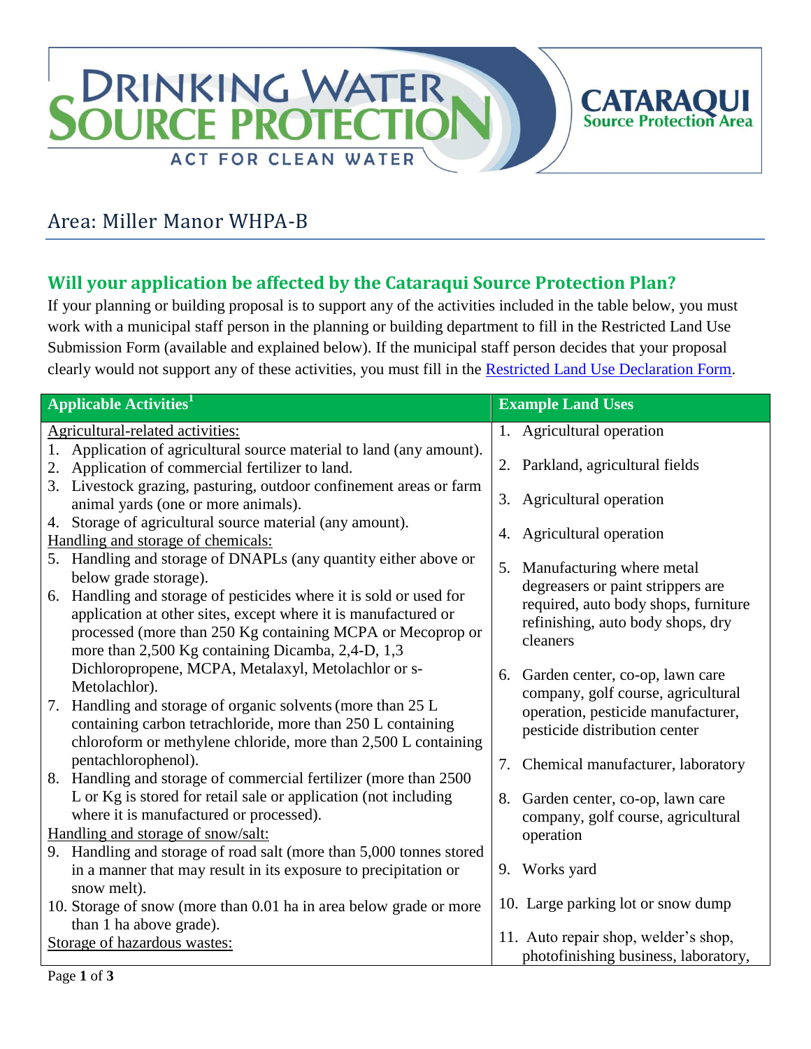DRINKING WATER SOURCE PROTECTION — ACT FOR CLEAN WATER

CATARAQUI Source Protection Area

# Area: Miller Manor WHPA-B

## Will your application be affected by the Cataraqui Source Protection Plan?

If your planning or building proposal is to support any of the activities included in the table below, you must work with a municipal staff person in the planning or building department to fill in the Restricted Land Use Submission Form (available and explained below). If the municipal staff person decides that your proposal clearly would not support any of these activities, you must fill in the [Restricted Land Use Declaration Form](#).

| Applicable Activities[1] | Example Land Uses |
|---|---|
| Agricultural-related activities: | |
| 1. Application of agricultural source material to land (any amount). | 1. Agricultural operation |
| 2. Application of commercial fertilizer to land. | 2. Parkland, agricultural fields |
| 3. Livestock grazing, pasturing, outdoor confinement areas or farm animal yards (one or more animals). | 3. Agricultural operation |
| 4. Storage of agricultural source material (any amount). | 4. Agricultural operation |
| Handling and storage of chemicals: | |
| 5. Handling and storage of DNAPLs (any quantity either above or below grade storage). | 5. Manufacturing where metal degreasers or paint strippers are required, auto body shops, furniture refinishing, auto body shops, dry cleaners |
| 6. Handling and storage of pesticides where it is sold or used for application at other sites, except where it is manufactured or processed (more than 250 Kg containing MCPA or Mecoprop or more than 2,500 Kg containing Dicamba, 2,4-D, 1,3 Dichloropropene, MCPA, Metalaxyl, Metolachlor or s-Metolachlor). | 6. Garden center, co-op, lawn care company, golf course, agricultural operation, pesticide manufacturer, pesticide distribution center |
| 7. Handling and storage of organic solvents (more than 25 L containing carbon tetrachloride, more than 250 L containing chloroform or methylene chloride, more than 2,500 L containing pentachlorophenol). | 7. Chemical manufacturer, laboratory |
| 8. Handling and storage of commercial fertilizer (more than 2500 L or Kg is stored for retail sale or application (not including where it is manufactured or processed). | 8. Garden center, co-op, lawn care company, golf course, agricultural operation |
| Handling and storage of snow/salt: | |
| 9. Handling and storage of road salt (more than 5,000 tonnes stored in a manner that may result in its exposure to precipitation or snow melt). | 9. Works yard |
| 10. Storage of snow (more than 0.01 ha in area below grade or more than 1 ha above grade). | 10. Large parking lot or snow dump |
| Storage of hazardous wastes: | 11. Auto repair shop, welder's shop, photofinishing business, laboratory, |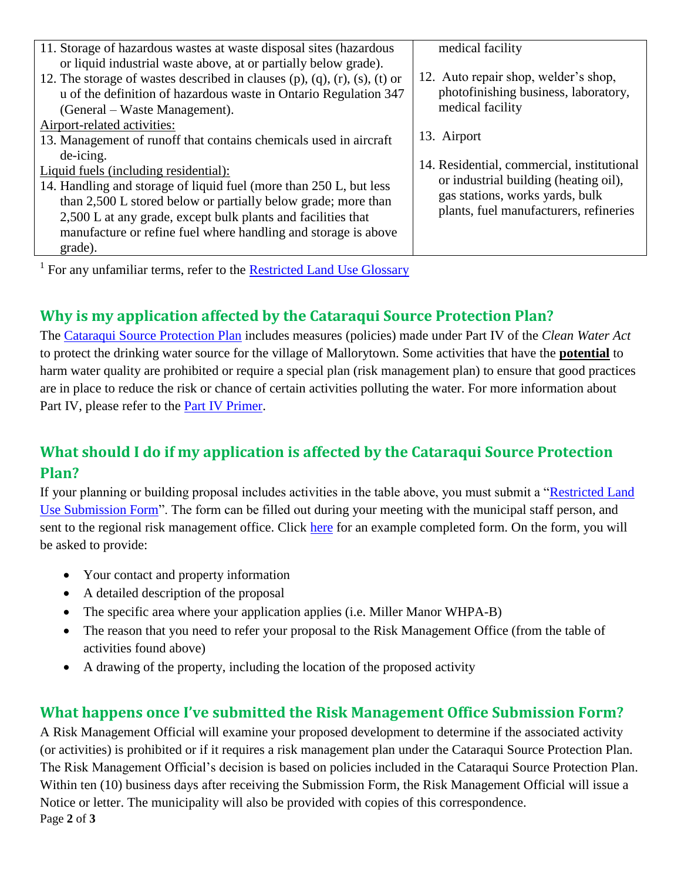| | |
|---|---|
| 11. Storage of hazardous wastes at waste disposal sites (hazardous or liquid industrial waste above, at or partially below grade).<br>12. The storage of wastes described in clauses (p), (q), (r), (s), (t) or u of the definition of hazardous waste in Ontario Regulation 347 (General – Waste Management).<br>Airport-related activities:<br>13. Management of runoff that contains chemicals used in aircraft de-icing.<br>Liquid fuels (including residential):<br>14. Handling and storage of liquid fuel (more than 250 L, but less than 2,500 L stored below or partially below grade; more than 2,500 L at any grade, except bulk plants and facilities that manufacture or refine fuel where handling and storage is above grade). | medical facility<br><br>12. Auto repair shop, welder's shop, photofinishing business, laboratory, medical facility<br><br>13. Airport<br><br>14. Residential, commercial, institutional or industrial building (heating oil), gas stations, works yards, bulk plants, fuel manufacturers, refineries |

[1] For any unfamiliar terms, refer to the Restricted Land Use Glossary

## Why is my application affected by the Cataraqui Source Protection Plan?

The Cataraqui Source Protection Plan includes measures (policies) made under Part IV of the *Clean Water Act* to protect the drinking water source for the village of Mallorytown. Some activities that have the **potential** to harm water quality are prohibited or require a special plan (risk management plan) to ensure that good practices are in place to reduce the risk or chance of certain activities polluting the water. For more information about Part IV, please refer to the Part IV Primer.

## What should I do if my application is affected by the Cataraqui Source Protection Plan?

If your planning or building proposal includes activities in the table above, you must submit a "Restricted Land Use Submission Form". The form can be filled out during your meeting with the municipal staff person, and sent to the regional risk management office. Click here for an example completed form. On the form, you will be asked to provide:

- Your contact and property information
- A detailed description of the proposal
- The specific area where your application applies (i.e. Miller Manor WHPA-B)
- The reason that you need to refer your proposal to the Risk Management Office (from the table of activities found above)
- A drawing of the property, including the location of the proposed activity

## What happens once I've submitted the Risk Management Office Submission Form?

A Risk Management Official will examine your proposed development to determine if the associated activity (or activities) is prohibited or if it requires a risk management plan under the Cataraqui Source Protection Plan. The Risk Management Official's decision is based on policies included in the Cataraqui Source Protection Plan. Within ten (10) business days after receiving the Submission Form, the Risk Management Official will issue a Notice or letter. The municipality will also be provided with copies of this correspondence.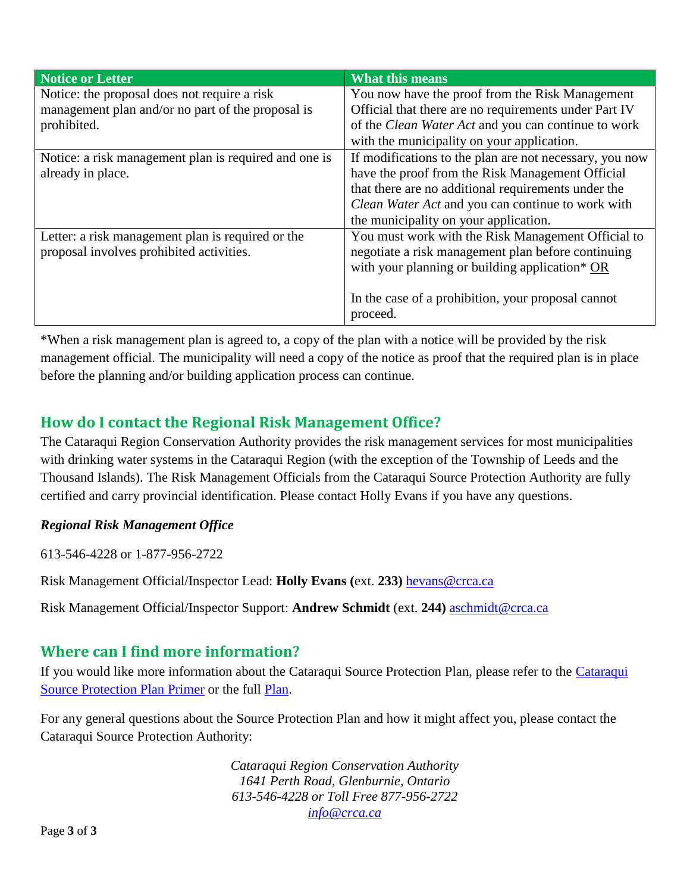| Notice or Letter | What this means |
|---|---|
| Notice: the proposal does not require a risk management plan and/or no part of the proposal is prohibited. | You now have the proof from the Risk Management Official that there are no requirements under Part IV of the *Clean Water Act* and you can continue to work with the municipality on your application. |
| Notice: a risk management plan is required and one is already in place. | If modifications to the plan are not necessary, you now have the proof from the Risk Management Official that there are no additional requirements under the *Clean Water Act* and you can continue to work with the municipality on your application. |
| Letter: a risk management plan is required or the proposal involves prohibited activities. | You must work with the Risk Management Official to negotiate a risk management plan before continuing with your planning or building application* OR<br><br>In the case of a prohibition, your proposal cannot proceed. |

*When a risk management plan is agreed to, a copy of the plan with a notice will be provided by the risk management official. The municipality will need a copy of the notice as proof that the required plan is in place before the planning and/or building application process can continue.

## How do I contact the Regional Risk Management Office?

The Cataraqui Region Conservation Authority provides the risk management services for most municipalities with drinking water systems in the Cataraqui Region (with the exception of the Township of Leeds and the Thousand Islands). The Risk Management Officials from the Cataraqui Source Protection Authority are fully certified and carry provincial identification. Please contact Holly Evans if you have any questions.

***Regional Risk Management Office***

613-546-4228 or 1-877-956-2722

Risk Management Official/Inspector Lead: **Holly Evans (**ext. **233)** hevans@crca.ca

Risk Management Official/Inspector Support: **Andrew Schmidt** (ext. **244)** aschmidt@crca.ca

## Where can I find more information?

If you would like more information about the Cataraqui Source Protection Plan, please refer to the Cataraqui Source Protection Plan Primer or the full Plan.

For any general questions about the Source Protection Plan and how it might affect you, please contact the Cataraqui Source Protection Authority:

*Cataraqui Region Conservation Authority*
*1641 Perth Road, Glenburnie, Ontario*
*613-546-4228 or Toll Free 877-956-2722*
*info@crca.ca*